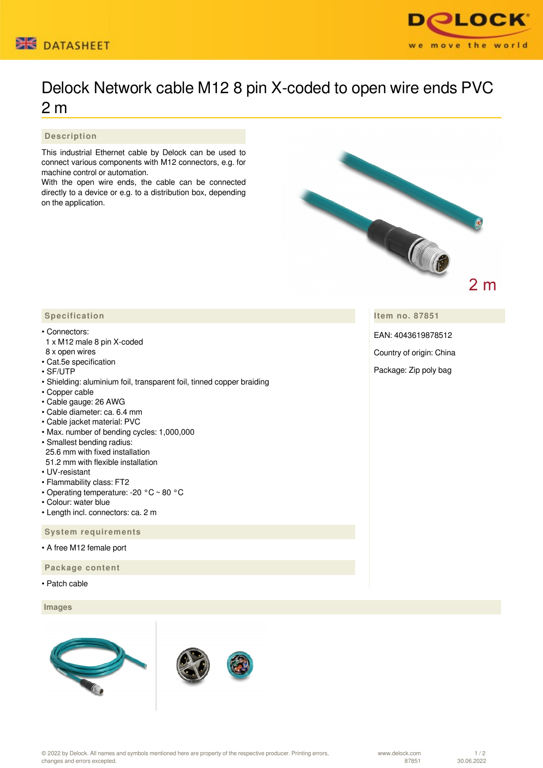DATASHEET

# Delock Network cable M12 8 pin X-coded to open wire ends PVC 2 m

## Description

This industrial Ethernet cable by Delock can be used to connect various components with M12 connectors, e.g. for machine control or automation.
With the open wire ends, the cable can be connected directly to a device or e.g. to a distribution box, depending on the application.

2 m

## Specification

- Connectors:
  1 x M12 male 8 pin X-coded
  8 x open wires
- Cat.5e specification
- SF/UTP
- Shielding: aluminium foil, transparent foil, tinned copper braiding
- Copper cable
- Cable gauge: 26 AWG
- Cable diameter: ca. 6.4 mm
- Cable jacket material: PVC
- Max. number of bending cycles: 1,000,000
- Smallest bending radius:
  25.6 mm with fixed installation
  51.2 mm with flexible installation
- UV-resistant
- Flammability class: FT2
- Operating temperature: -20 °C ~ 80 °C
- Colour: water blue
- Length incl. connectors: ca. 2 m

## Item no. 87851

EAN: 4043619878512

Country of origin: China

Package: Zip poly bag

## System requirements

- A free M12 female port

## Package content

- Patch cable

## Images

© 2022 by Delock. All names and symbols mentioned here are property of the respective producer. Printing errors, changes and errors excepted.

www.delock.com
87851
30.06.2022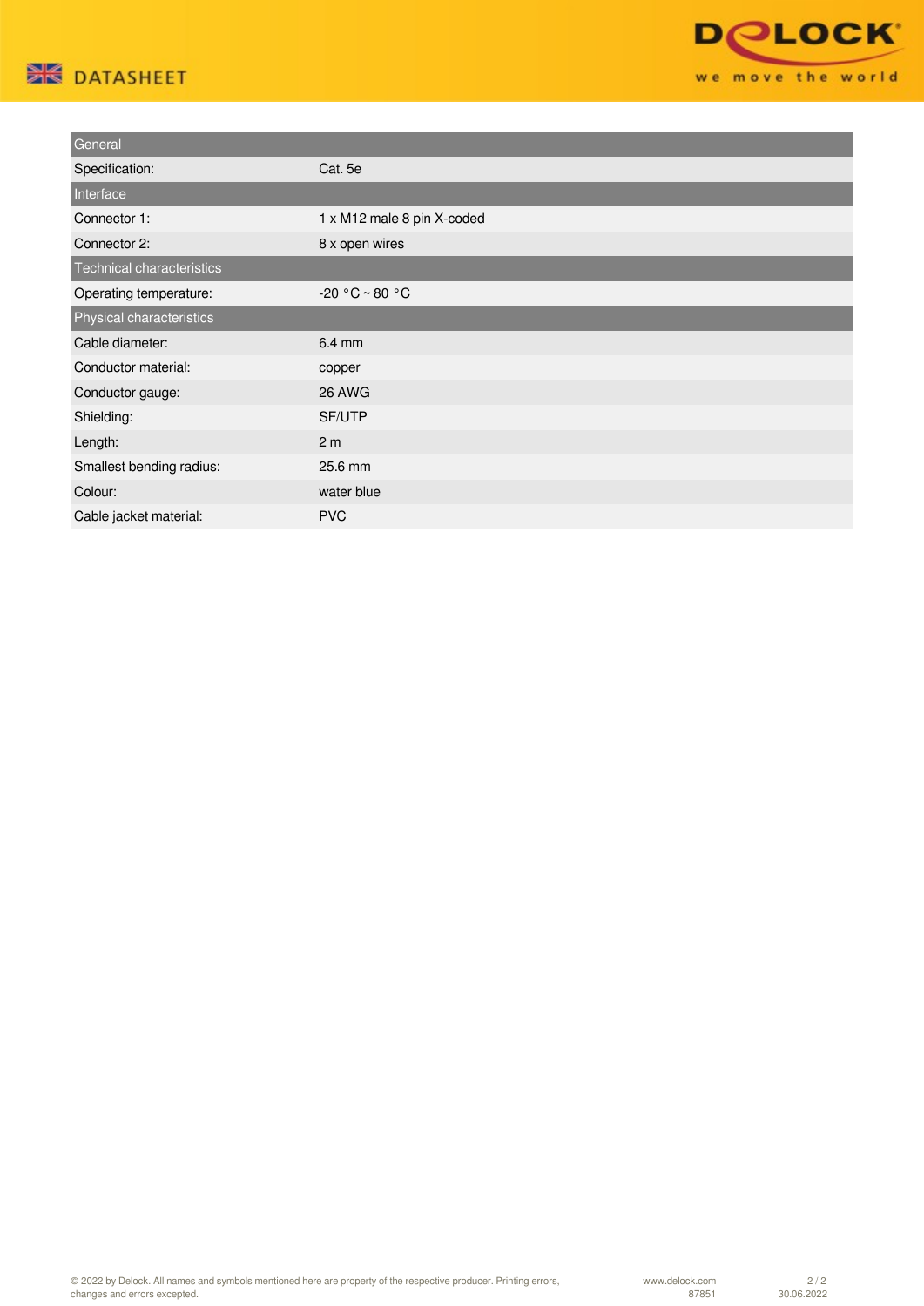| | |
|---|---|
| **General** | |
| Specification: | Cat. 5e |
| **Interface** | |
| Connector 1: | 1 x M12 male 8 pin X-coded |
| Connector 2: | 8 x open wires |
| **Technical characteristics** | |
| Operating temperature: | -20 °C ~ 80 °C |
| **Physical characteristics** | |
| Cable diameter: | 6.4 mm |
| Conductor material: | copper |
| Conductor gauge: | 26 AWG |
| Shielding: | SF/UTP |
| Length: | 2 m |
| Smallest bending radius: | 25.6 mm |
| Colour: | water blue |
| Cable jacket material: | PVC |